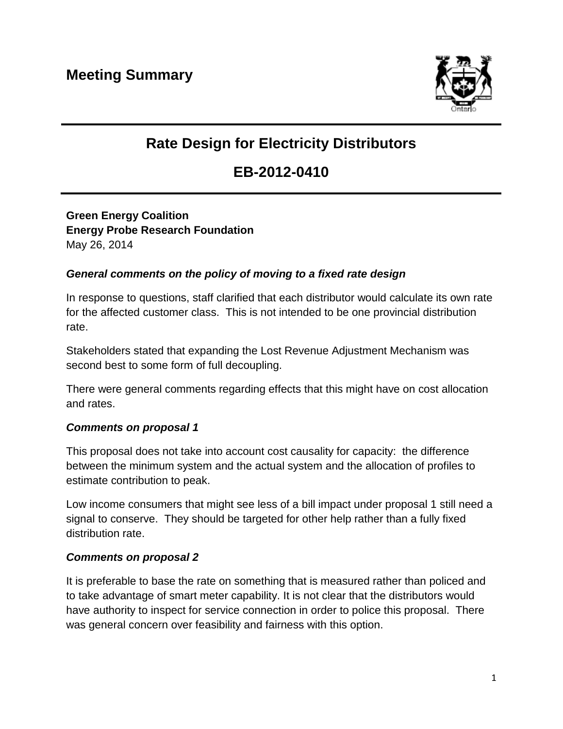# Meeting Summary

## Rate Design for Electricity Distributors

## EB-2012-0410

**Green Energy Coalition**
**Energy Probe Research Foundation**
May 26, 2014

### *General comments on the policy of moving to a fixed rate design*

In response to questions, staff clarified that each distributor would calculate its own rate for the affected customer class. This is not intended to be one provincial distribution rate.

Stakeholders stated that expanding the Lost Revenue Adjustment Mechanism was second best to some form of full decoupling.

There were general comments regarding effects that this might have on cost allocation and rates.

### *Comments on proposal 1*

This proposal does not take into account cost causality for capacity: the difference between the minimum system and the actual system and the allocation of profiles to estimate contribution to peak.

Low income consumers that might see less of a bill impact under proposal 1 still need a signal to conserve. They should be targeted for other help rather than a fully fixed distribution rate.

### *Comments on proposal 2*

It is preferable to base the rate on something that is measured rather than policed and to take advantage of smart meter capability. It is not clear that the distributors would have authority to inspect for service connection in order to police this proposal. There was general concern over feasibility and fairness with this option.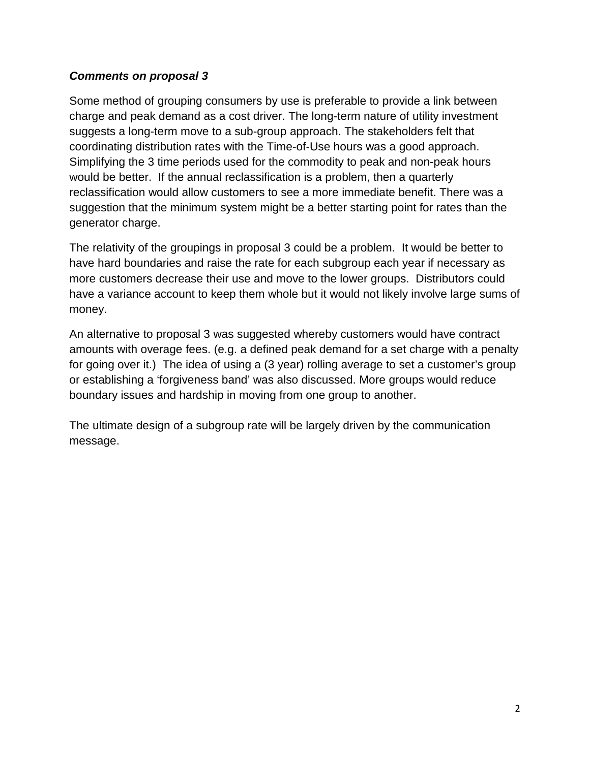***Comments on proposal 3***

Some method of grouping consumers by use is preferable to provide a link between charge and peak demand as a cost driver. The long-term nature of utility investment suggests a long-term move to a sub-group approach. The stakeholders felt that coordinating distribution rates with the Time-of-Use hours was a good approach. Simplifying the 3 time periods used for the commodity to peak and non-peak hours would be better. If the annual reclassification is a problem, then a quarterly reclassification would allow customers to see a more immediate benefit. There was a suggestion that the minimum system might be a better starting point for rates than the generator charge.

The relativity of the groupings in proposal 3 could be a problem. It would be better to have hard boundaries and raise the rate for each subgroup each year if necessary as more customers decrease their use and move to the lower groups. Distributors could have a variance account to keep them whole but it would not likely involve large sums of money.

An alternative to proposal 3 was suggested whereby customers would have contract amounts with overage fees. (e.g. a defined peak demand for a set charge with a penalty for going over it.) The idea of using a (3 year) rolling average to set a customer's group or establishing a 'forgiveness band' was also discussed. More groups would reduce boundary issues and hardship in moving from one group to another.

The ultimate design of a subgroup rate will be largely driven by the communication message.